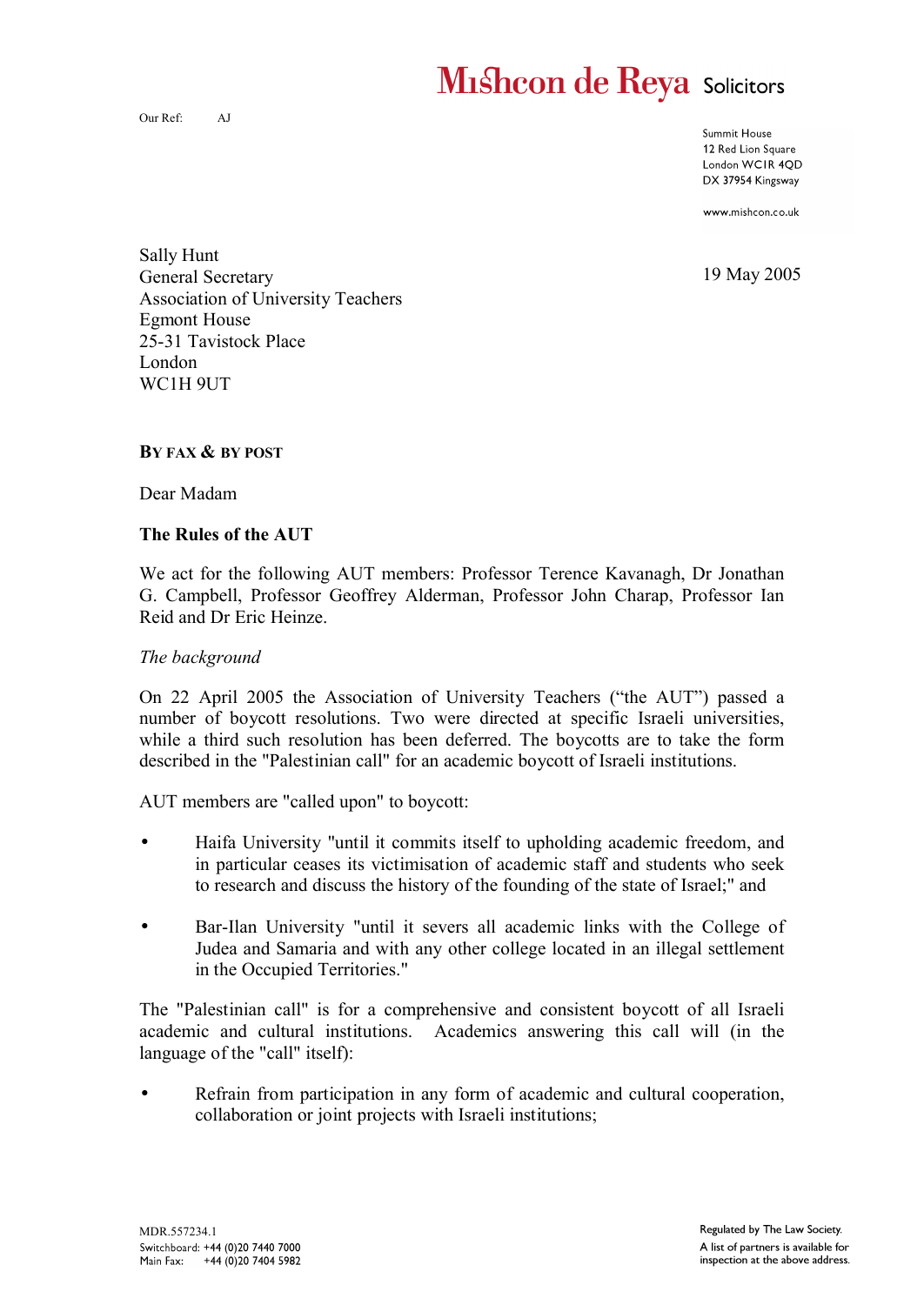Mishcon de Reya Solicitors

Our Ref: AJ

Summit House
12 Red Lion Square
London WC1R 4QD
DX 37954 Kingsway

www.mishcon.co.uk

Sally Hunt
General Secretary
Association of University Teachers
Egmont House
25-31 Tavistock Place
London
WC1H 9UT

19 May 2005

**BY FAX & BY POST**

Dear Madam

**The Rules of the AUT**

We act for the following AUT members: Professor Terence Kavanagh, Dr Jonathan G. Campbell, Professor Geoffrey Alderman, Professor John Charap, Professor Ian Reid and Dr Eric Heinze.

*The background*

On 22 April 2005 the Association of University Teachers ("the AUT") passed a number of boycott resolutions. Two were directed at specific Israeli universities, while a third such resolution has been deferred. The boycotts are to take the form described in the "Palestinian call" for an academic boycott of Israeli institutions.

AUT members are "called upon" to boycott:

- Haifa University "until it commits itself to upholding academic freedom, and in particular ceases its victimisation of academic staff and students who seek to research and discuss the history of the founding of the state of Israel;" and
- Bar-Ilan University "until it severs all academic links with the College of Judea and Samaria and with any other college located in an illegal settlement in the Occupied Territories."

The "Palestinian call" is for a comprehensive and consistent boycott of all Israeli academic and cultural institutions. Academics answering this call will (in the language of the "call" itself):

- Refrain from participation in any form of academic and cultural cooperation, collaboration or joint projects with Israeli institutions;

MDR.557234.1
Switchboard: +44 (0)20 7440 7000
Main Fax: +44 (0)20 7404 5982

Regulated by The Law Society.
A list of partners is available for inspection at the above address.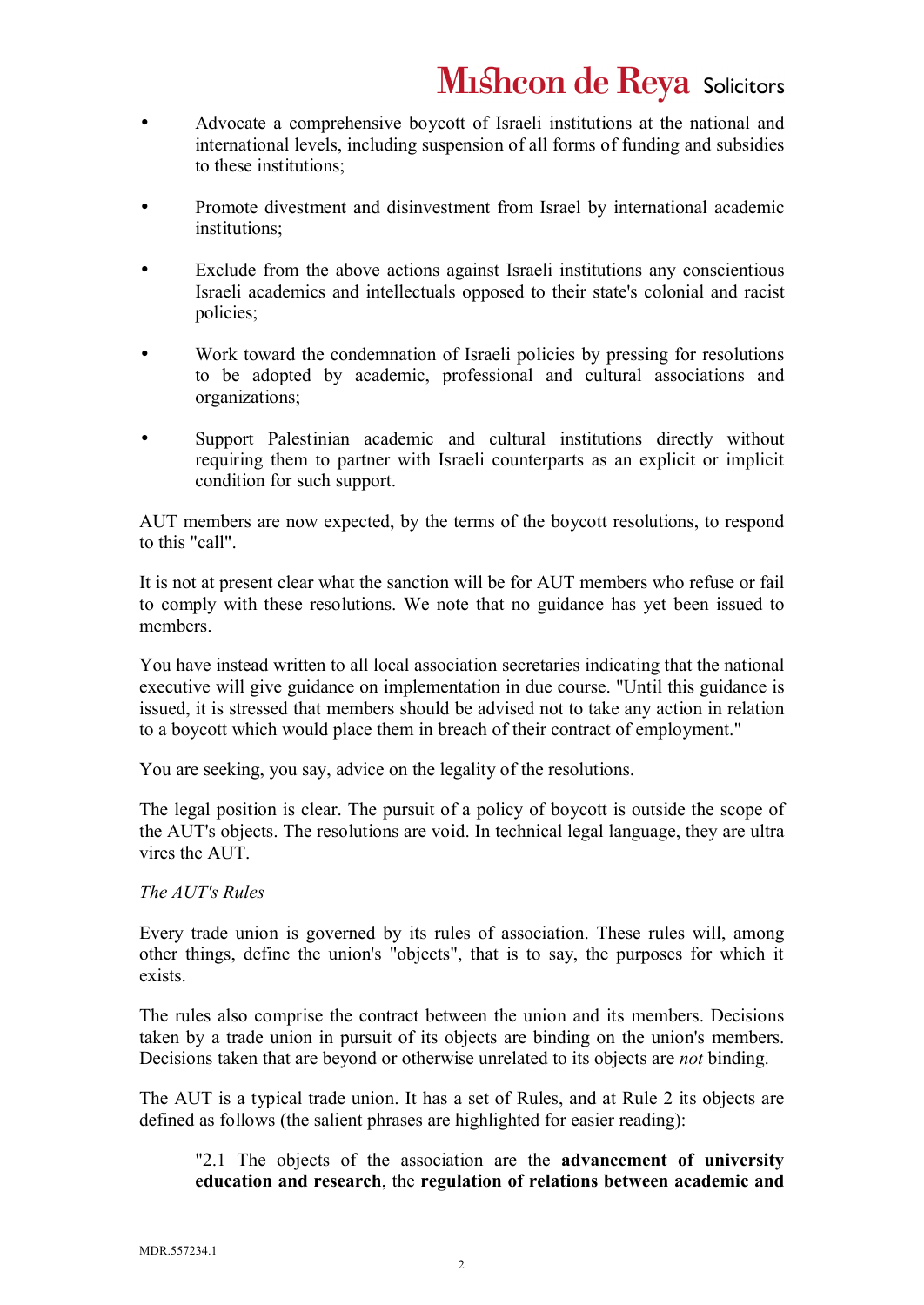- Advocate a comprehensive boycott of Israeli institutions at the national and international levels, including suspension of all forms of funding and subsidies to these institutions;

- Promote divestment and disinvestment from Israel by international academic institutions;

- Exclude from the above actions against Israeli institutions any conscientious Israeli academics and intellectuals opposed to their state's colonial and racist policies;

- Work toward the condemnation of Israeli policies by pressing for resolutions to be adopted by academic, professional and cultural associations and organizations;

- Support Palestinian academic and cultural institutions directly without requiring them to partner with Israeli counterparts as an explicit or implicit condition for such support.

AUT members are now expected, by the terms of the boycott resolutions, to respond to this "call".

It is not at present clear what the sanction will be for AUT members who refuse or fail to comply with these resolutions. We note that no guidance has yet been issued to members.

You have instead written to all local association secretaries indicating that the national executive will give guidance on implementation in due course. "Until this guidance is issued, it is stressed that members should be advised not to take any action in relation to a boycott which would place them in breach of their contract of employment."

You are seeking, you say, advice on the legality of the resolutions.

The legal position is clear. The pursuit of a policy of boycott is outside the scope of the AUT's objects. The resolutions are void. In technical legal language, they are ultra vires the AUT.

*The AUT's Rules*

Every trade union is governed by its rules of association. These rules will, among other things, define the union's "objects", that is to say, the purposes for which it exists.

The rules also comprise the contract between the union and its members. Decisions taken by a trade union in pursuit of its objects are binding on the union's members. Decisions taken that are beyond or otherwise unrelated to its objects are *not* binding.

The AUT is a typical trade union. It has a set of Rules, and at Rule 2 its objects are defined as follows (the salient phrases are highlighted for easier reading):

> "2.1 The objects of the association are the **advancement of university education and research**, the **regulation of relations between academic and**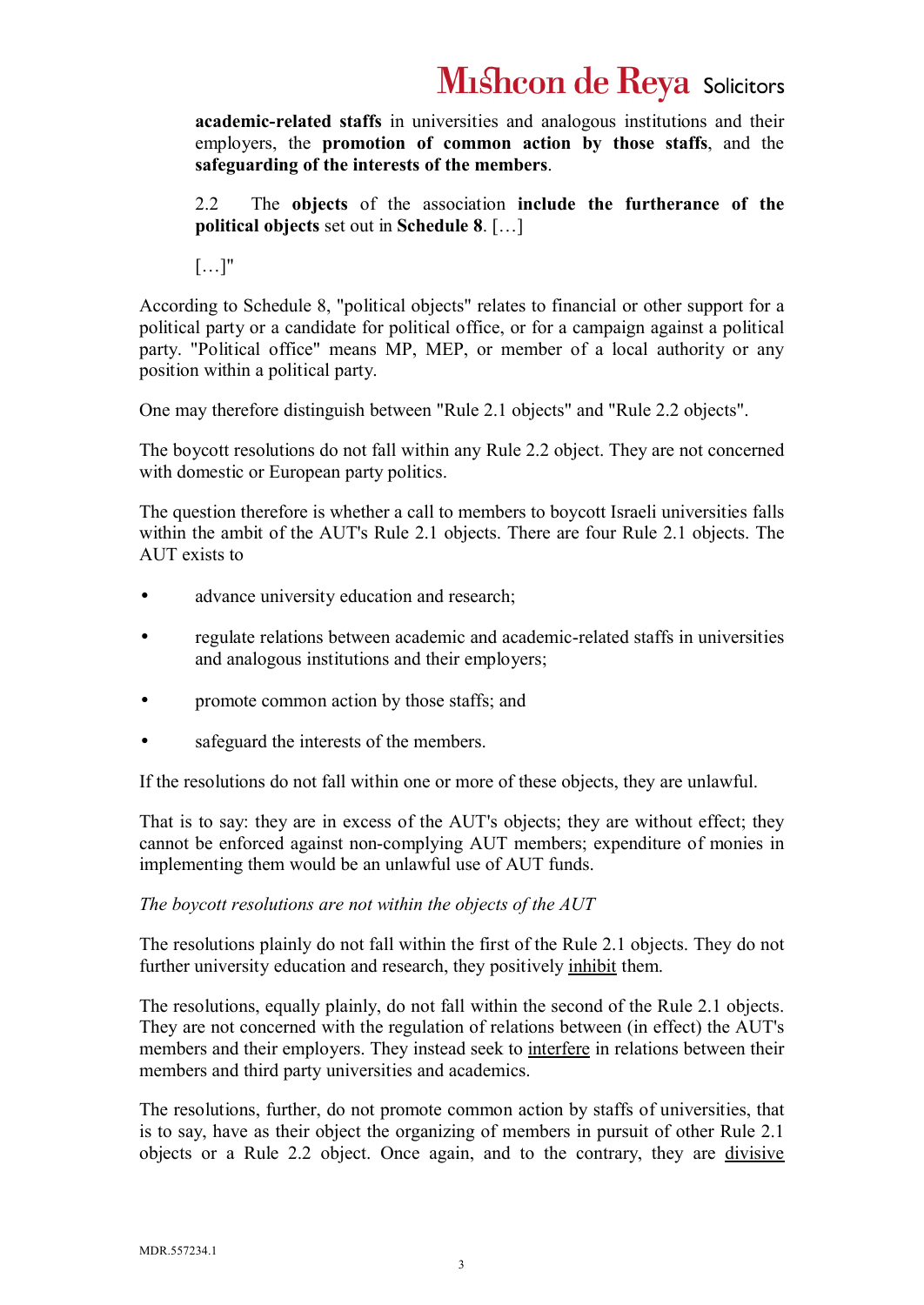**academic-related staffs** in universities and analogous institutions and their employers, the **promotion of common action by those staffs**, and the **safeguarding of the interests of the members**.

2.2 The **objects** of the association **include the furtherance of the political objects** set out in **Schedule 8**. […]

[…]"

According to Schedule 8, "political objects" relates to financial or other support for a political party or a candidate for political office, or for a campaign against a political party. "Political office" means MP, MEP, or member of a local authority or any position within a political party.

One may therefore distinguish between "Rule 2.1 objects" and "Rule 2.2 objects".

The boycott resolutions do not fall within any Rule 2.2 object. They are not concerned with domestic or European party politics.

The question therefore is whether a call to members to boycott Israeli universities falls within the ambit of the AUT's Rule 2.1 objects. There are four Rule 2.1 objects. The AUT exists to

- advance university education and research;
- regulate relations between academic and academic-related staffs in universities and analogous institutions and their employers;
- promote common action by those staffs; and
- safeguard the interests of the members.

If the resolutions do not fall within one or more of these objects, they are unlawful.

That is to say: they are in excess of the AUT's objects; they are without effect; they cannot be enforced against non-complying AUT members; expenditure of monies in implementing them would be an unlawful use of AUT funds.

*The boycott resolutions are not within the objects of the AUT*

The resolutions plainly do not fall within the first of the Rule 2.1 objects. They do not further university education and research, they positively <u>inhibit</u> them.

The resolutions, equally plainly, do not fall within the second of the Rule 2.1 objects. They are not concerned with the regulation of relations between (in effect) the AUT's members and their employers. They instead seek to <u>interfere</u> in relations between their members and third party universities and academics.

The resolutions, further, do not promote common action by staffs of universities, that is to say, have as their object the organizing of members in pursuit of other Rule 2.1 objects or a Rule 2.2 object. Once again, and to the contrary, they are <u>divisive</u>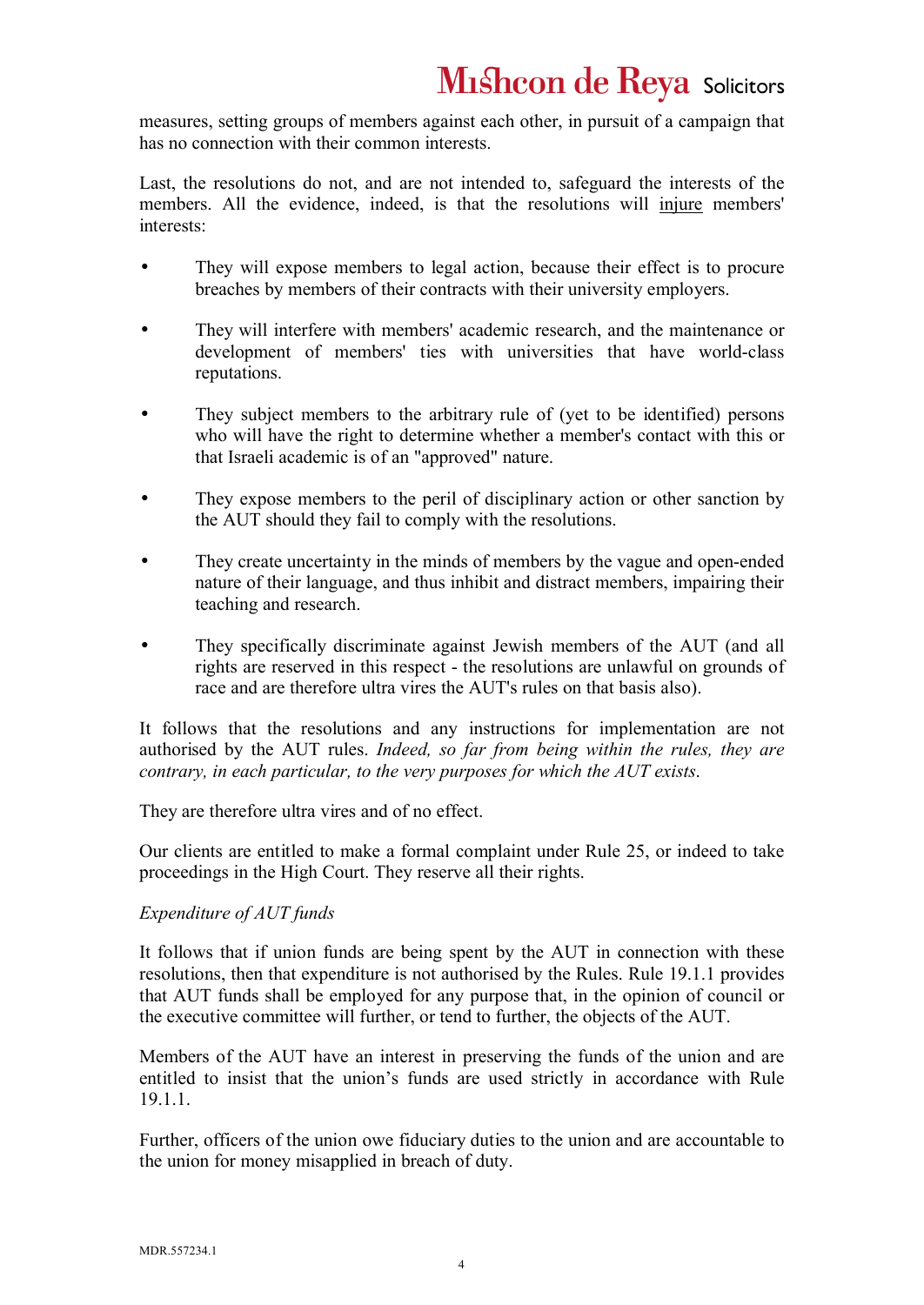measures, setting groups of members against each other, in pursuit of a campaign that has no connection with their common interests.

Last, the resolutions do not, and are not intended to, safeguard the interests of the members. All the evidence, indeed, is that the resolutions will <u>injure</u> members' interests:

- They will expose members to legal action, because their effect is to procure breaches by members of their contracts with their university employers.
- They will interfere with members' academic research, and the maintenance or development of members' ties with universities that have world-class reputations.
- They subject members to the arbitrary rule of (yet to be identified) persons who will have the right to determine whether a member's contact with this or that Israeli academic is of an "approved" nature.
- They expose members to the peril of disciplinary action or other sanction by the AUT should they fail to comply with the resolutions.
- They create uncertainty in the minds of members by the vague and open-ended nature of their language, and thus inhibit and distract members, impairing their teaching and research.
- They specifically discriminate against Jewish members of the AUT (and all rights are reserved in this respect - the resolutions are unlawful on grounds of race and are therefore ultra vires the AUT's rules on that basis also).

It follows that the resolutions and any instructions for implementation are not authorised by the AUT rules. *Indeed, so far from being within the rules, they are contrary, in each particular, to the very purposes for which the AUT exists.*

They are therefore ultra vires and of no effect.

Our clients are entitled to make a formal complaint under Rule 25, or indeed to take proceedings in the High Court. They reserve all their rights.

*Expenditure of AUT funds*

It follows that if union funds are being spent by the AUT in connection with these resolutions, then that expenditure is not authorised by the Rules. Rule 19.1.1 provides that AUT funds shall be employed for any purpose that, in the opinion of council or the executive committee will further, or tend to further, the objects of the AUT.

Members of the AUT have an interest in preserving the funds of the union and are entitled to insist that the union's funds are used strictly in accordance with Rule 19.1.1.

Further, officers of the union owe fiduciary duties to the union and are accountable to the union for money misapplied in breach of duty.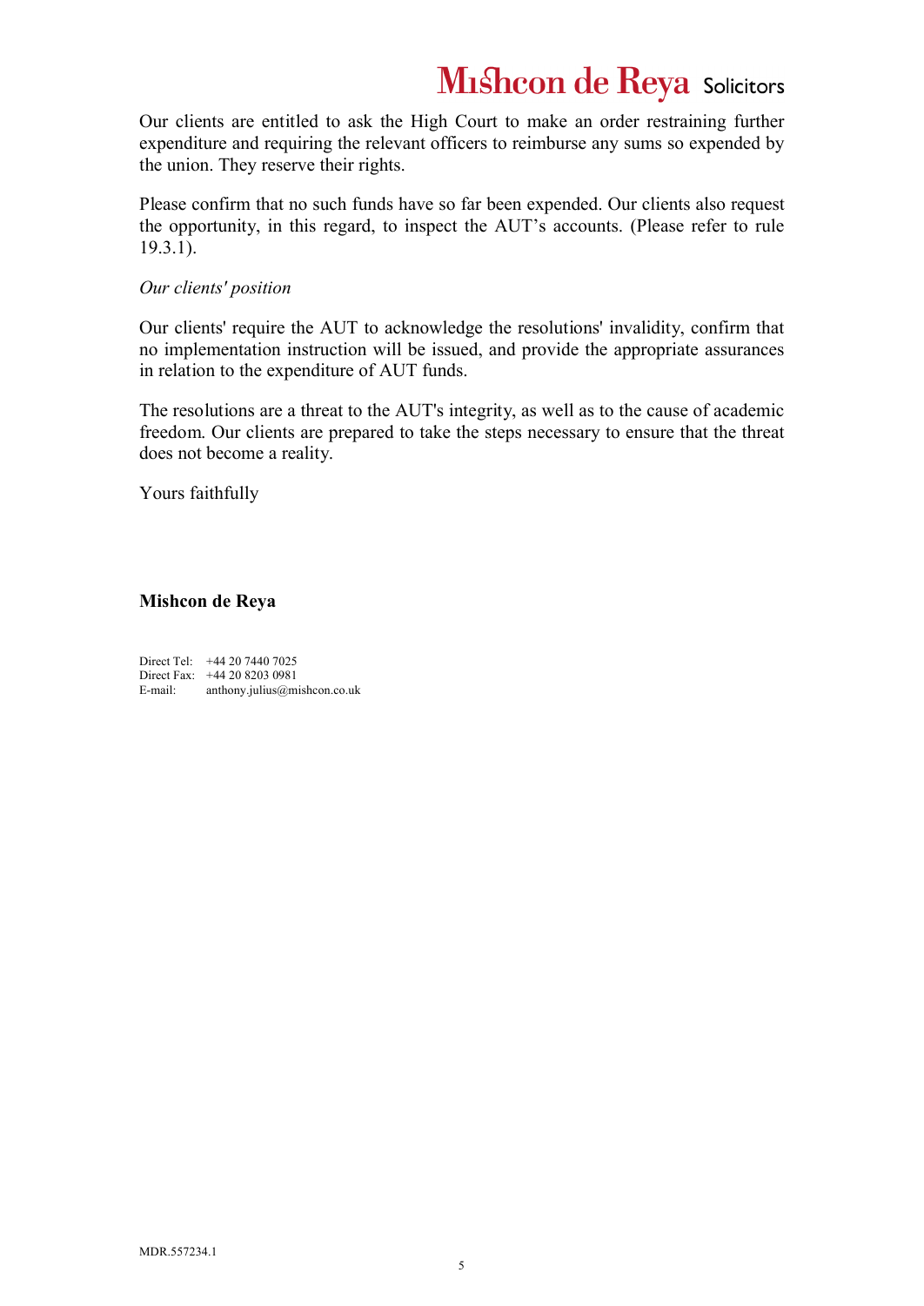Our clients are entitled to ask the High Court to make an order restraining further expenditure and requiring the relevant officers to reimburse any sums so expended by the union. They reserve their rights.

Please confirm that no such funds have so far been expended. Our clients also request the opportunity, in this regard, to inspect the AUT's accounts. (Please refer to rule 19.3.1).

*Our clients' position*

Our clients' require the AUT to acknowledge the resolutions' invalidity, confirm that no implementation instruction will be issued, and provide the appropriate assurances in relation to the expenditure of AUT funds.

The resolutions are a threat to the AUT's integrity, as well as to the cause of academic freedom. Our clients are prepared to take the steps necessary to ensure that the threat does not become a reality.

Yours faithfully

**Mishcon de Reya**

Direct Tel: +44 20 7440 7025
Direct Fax: +44 20 8203 0981
E-mail: anthony.julius@mishcon.co.uk

MDR.557234.1